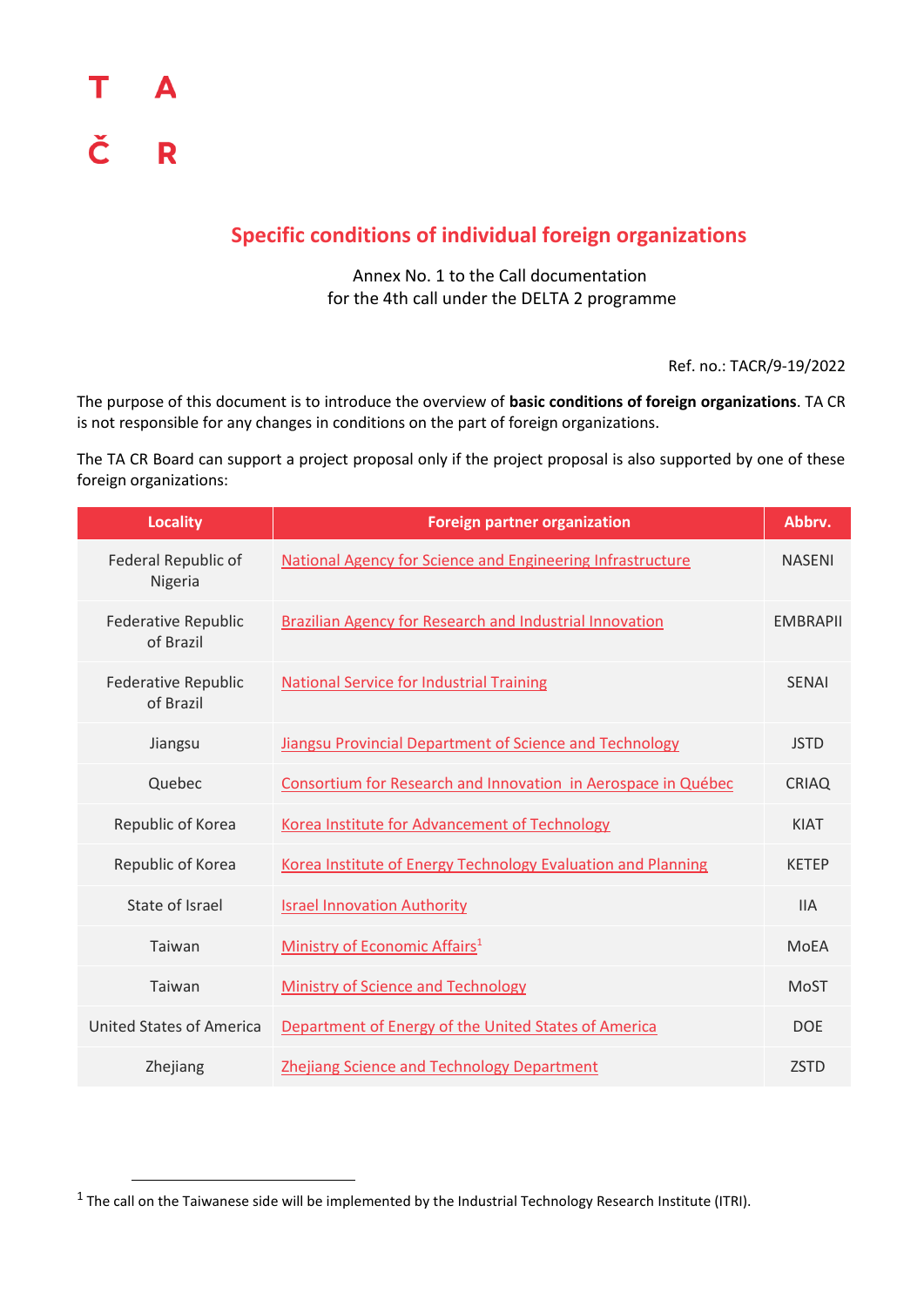T A
Č R

# Specific conditions of individual foreign organizations

Annex No. 1 to the Call documentation
for the 4th call under the DELTA 2 programme

Ref. no.: TACR/9-19/2022

The purpose of this document is to introduce the overview of **basic conditions of foreign organizations**. TA CR is not responsible for any changes in conditions on the part of foreign organizations.

The TA CR Board can support a project proposal only if the project proposal is also supported by one of these foreign organizations:

| Locality | Foreign partner organization | Abbrv. |
|---|---|---|
| Federal Republic of Nigeria | National Agency for Science and Engineering Infrastructure | NASENI |
| Federative Republic of Brazil | Brazilian Agency for Research and Industrial Innovation | EMBRAPII |
| Federative Republic of Brazil | National Service for Industrial Training | SENAI |
| Jiangsu | Jiangsu Provincial Department of Science and Technology | JSTD |
| Quebec | Consortium for Research and Innovation in Aerospace in Québec | CRIAQ |
| Republic of Korea | Korea Institute for Advancement of Technology | KIAT |
| Republic of Korea | Korea Institute of Energy Technology Evaluation and Planning | KETEP |
| State of Israel | Israel Innovation Authority | IIA |
| Taiwan | Ministry of Economic Affairs[1] | MoEA |
| Taiwan | Ministry of Science and Technology | MoST |
| United States of America | Department of Energy of the United States of America | DOE |
| Zhejiang | Zhejiang Science and Technology Department | ZSTD |

[1] The call on the Taiwanese side will be implemented by the Industrial Technology Research Institute (ITRI).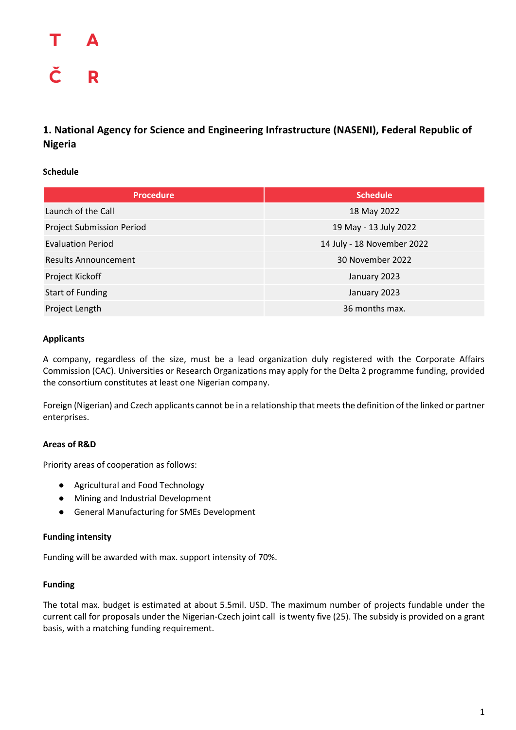T A

Č R

## 1. National Agency for Science and Engineering Infrastructure (NASENI), Federal Republic of Nigeria

**Schedule**

| Procedure | Schedule |
|---|---|
| Launch of the Call | 18 May 2022 |
| Project Submission Period | 19 May - 13 July 2022 |
| Evaluation Period | 14 July - 18 November 2022 |
| Results Announcement | 30 November 2022 |
| Project Kickoff | January 2023 |
| Start of Funding | January 2023 |
| Project Length | 36 months max. |

**Applicants**

A company, regardless of the size, must be a lead organization duly registered with the Corporate Affairs Commission (CAC). Universities or Research Organizations may apply for the Delta 2 programme funding, provided the consortium constitutes at least one Nigerian company.

Foreign (Nigerian) and Czech applicants cannot be in a relationship that meets the definition of the linked or partner enterprises.

**Areas of R&D**

Priority areas of cooperation as follows:

- Agricultural and Food Technology
- Mining and Industrial Development
- General Manufacturing for SMEs Development

**Funding intensity**

Funding will be awarded with max. support intensity of 70%.

**Funding**

The total max. budget is estimated at about 5.5mil. USD. The maximum number of projects fundable under the current call for proposals under the Nigerian-Czech joint call is twenty five (25). The subsidy is provided on a grant basis, with a matching funding requirement.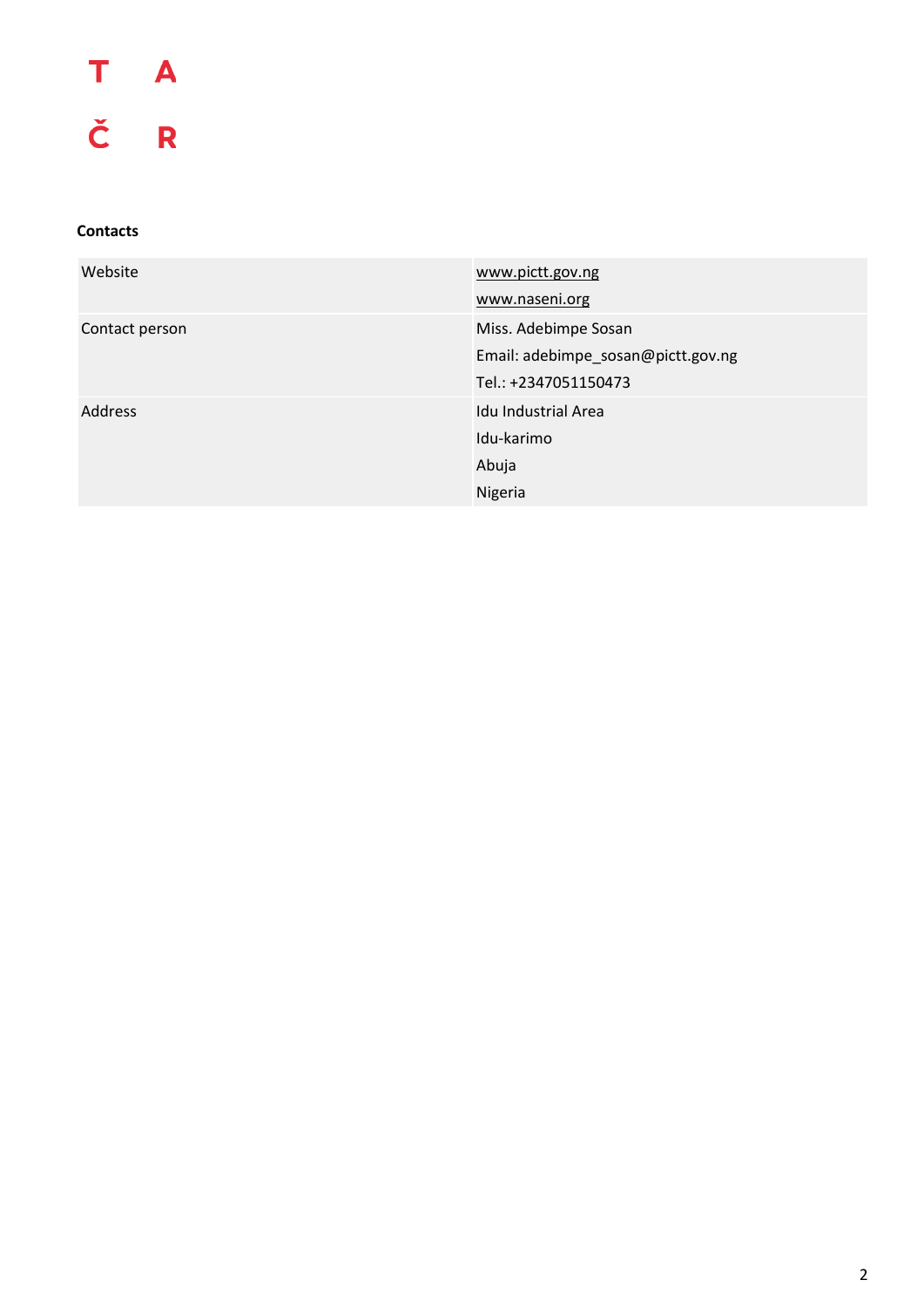T A

Č R

**Contacts**

| | |
|---|---|
| Website | www.pictt.gov.ng<br>www.naseni.org |
| Contact person | Miss. Adebimpe Sosan<br>Email: adebimpe_sosan@pictt.gov.ng<br>Tel.: +2347051150473 |
| Address | Idu Industrial Area<br>Idu-karimo<br>Abuja<br>Nigeria |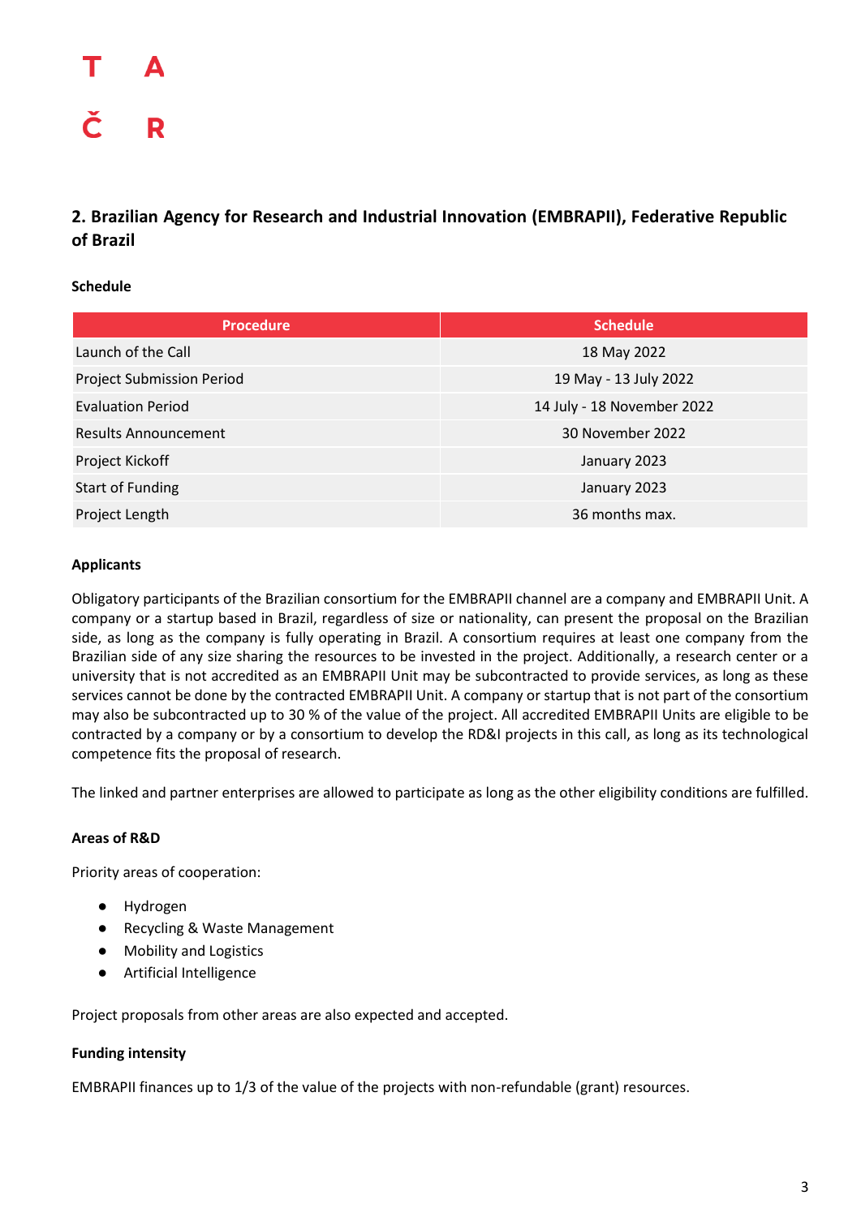## 2. Brazilian Agency for Research and Industrial Innovation (EMBRAPII), Federative Republic of Brazil

**Schedule**

| Procedure | Schedule |
|---|---|
| Launch of the Call | 18 May 2022 |
| Project Submission Period | 19 May - 13 July 2022 |
| Evaluation Period | 14 July - 18 November 2022 |
| Results Announcement | 30 November 2022 |
| Project Kickoff | January 2023 |
| Start of Funding | January 2023 |
| Project Length | 36 months max. |

**Applicants**

Obligatory participants of the Brazilian consortium for the EMBRAPII channel are a company and EMBRAPII Unit. A company or a startup based in Brazil, regardless of size or nationality, can present the proposal on the Brazilian side, as long as the company is fully operating in Brazil. A consortium requires at least one company from the Brazilian side of any size sharing the resources to be invested in the project. Additionally, a research center or a university that is not accredited as an EMBRAPII Unit may be subcontracted to provide services, as long as these services cannot be done by the contracted EMBRAPII Unit. A company or startup that is not part of the consortium may also be subcontracted up to 30 % of the value of the project. All accredited EMBRAPII Units are eligible to be contracted by a company or by a consortium to develop the RD&I projects in this call, as long as its technological competence fits the proposal of research.

The linked and partner enterprises are allowed to participate as long as the other eligibility conditions are fulfilled.

**Areas of R&D**

Priority areas of cooperation:

- Hydrogen
- Recycling & Waste Management
- Mobility and Logistics
- Artificial Intelligence

Project proposals from other areas are also expected and accepted.

**Funding intensity**

EMBRAPII finances up to 1/3 of the value of the projects with non-refundable (grant) resources.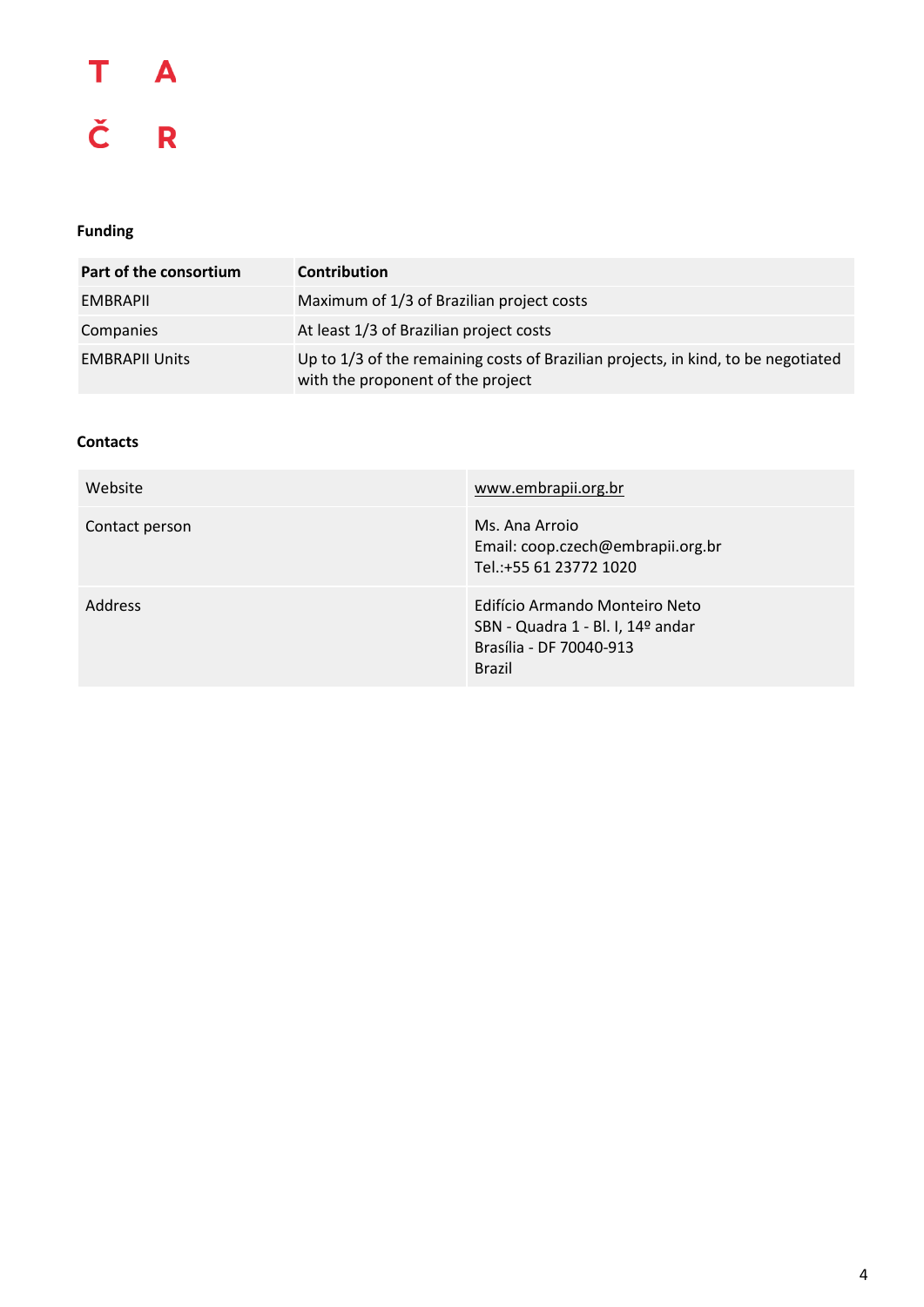### Funding

| Part of the consortium | Contribution |
| --- | --- |
| EMBRAPII | Maximum of 1/3 of Brazilian project costs |
| Companies | At least 1/3 of Brazilian project costs |
| EMBRAPII Units | Up to 1/3 of the remaining costs of Brazilian projects, in kind, to be negotiated with the proponent of the project |

### Contacts

| | |
| --- | --- |
| Website | www.embrapii.org.br |
| Contact person | Ms. Ana Arroio<br>Email: coop.czech@embrapii.org.br<br>Tel.:+55 61 23772 1020 |
| Address | Edifício Armando Monteiro Neto<br>SBN - Quadra 1 - Bl. I, 14º andar<br>Brasília - DF 70040-913<br>Brazil |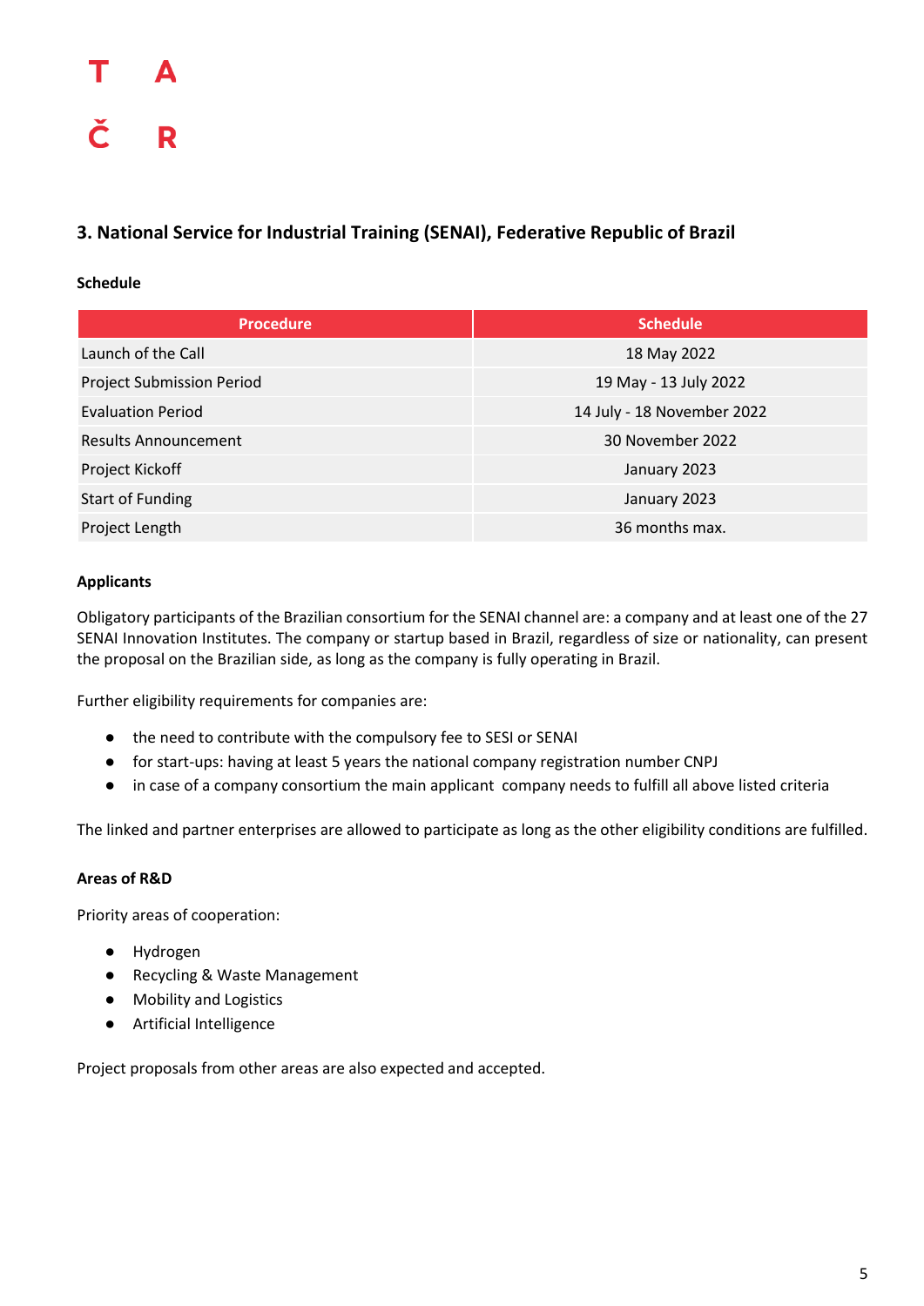## 3. National Service for Industrial Training (SENAI), Federative Republic of Brazil

**Schedule**

| Procedure | Schedule |
|---|---|
| Launch of the Call | 18 May 2022 |
| Project Submission Period | 19 May - 13 July 2022 |
| Evaluation Period | 14 July - 18 November 2022 |
| Results Announcement | 30 November 2022 |
| Project Kickoff | January 2023 |
| Start of Funding | January 2023 |
| Project Length | 36 months max. |

**Applicants**

Obligatory participants of the Brazilian consortium for the SENAI channel are: a company and at least one of the 27 SENAI Innovation Institutes. The company or startup based in Brazil, regardless of size or nationality, can present the proposal on the Brazilian side, as long as the company is fully operating in Brazil.

Further eligibility requirements for companies are:

- the need to contribute with the compulsory fee to SESI or SENAI
- for start-ups: having at least 5 years the national company registration number CNPJ
- in case of a company consortium the main applicant company needs to fulfill all above listed criteria

The linked and partner enterprises are allowed to participate as long as the other eligibility conditions are fulfilled.

**Areas of R&D**

Priority areas of cooperation:

- Hydrogen
- Recycling & Waste Management
- Mobility and Logistics
- Artificial Intelligence

Project proposals from other areas are also expected and accepted.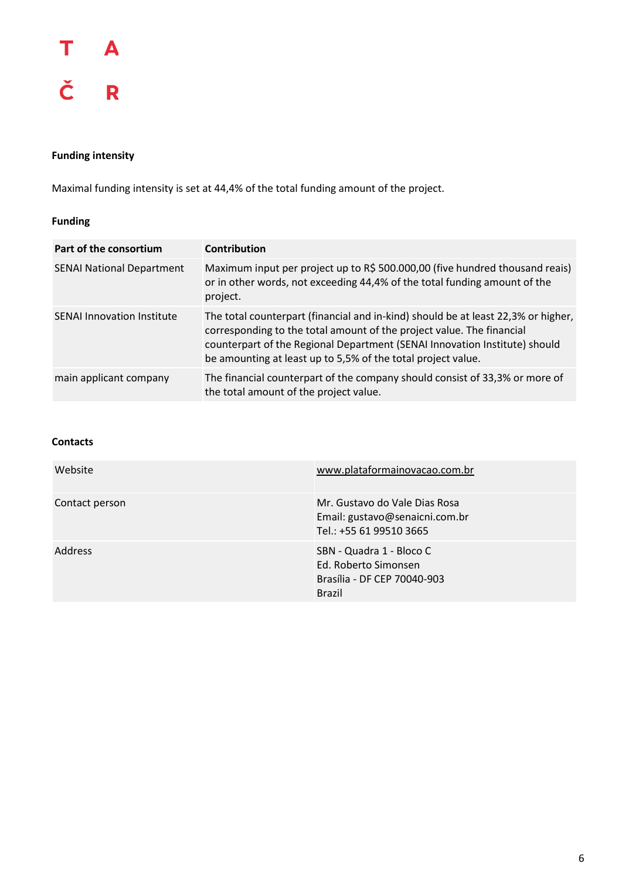**Funding intensity**

Maximal funding intensity is set at 44,4% of the total funding amount of the project.

**Funding**

| Part of the consortium | Contribution |
|---|---|
| SENAI National Department | Maximum input per project up to R$ 500.000,00 (five hundred thousand reais) or in other words, not exceeding 44,4% of the total funding amount of the project. |
| SENAI Innovation Institute | The total counterpart (financial and in-kind) should be at least 22,3% or higher, corresponding to the total amount of the project value. The financial counterpart of the Regional Department (SENAI Innovation Institute) should be amounting at least up to 5,5% of the total project value. |
| main applicant company | The financial counterpart of the company should consist of 33,3% or more of the total amount of the project value. |

**Contacts**

| | |
|---|---|
| Website | www.plataformainovacao.com.br |
| Contact person | Mr. Gustavo do Vale Dias Rosa<br>Email: gustavo@senaicni.com.br<br>Tel.: +55 61 99510 3665 |
| Address | SBN - Quadra 1 - Bloco C<br>Ed. Roberto Simonsen<br>Brasília - DF CEP 70040-903<br>Brazil |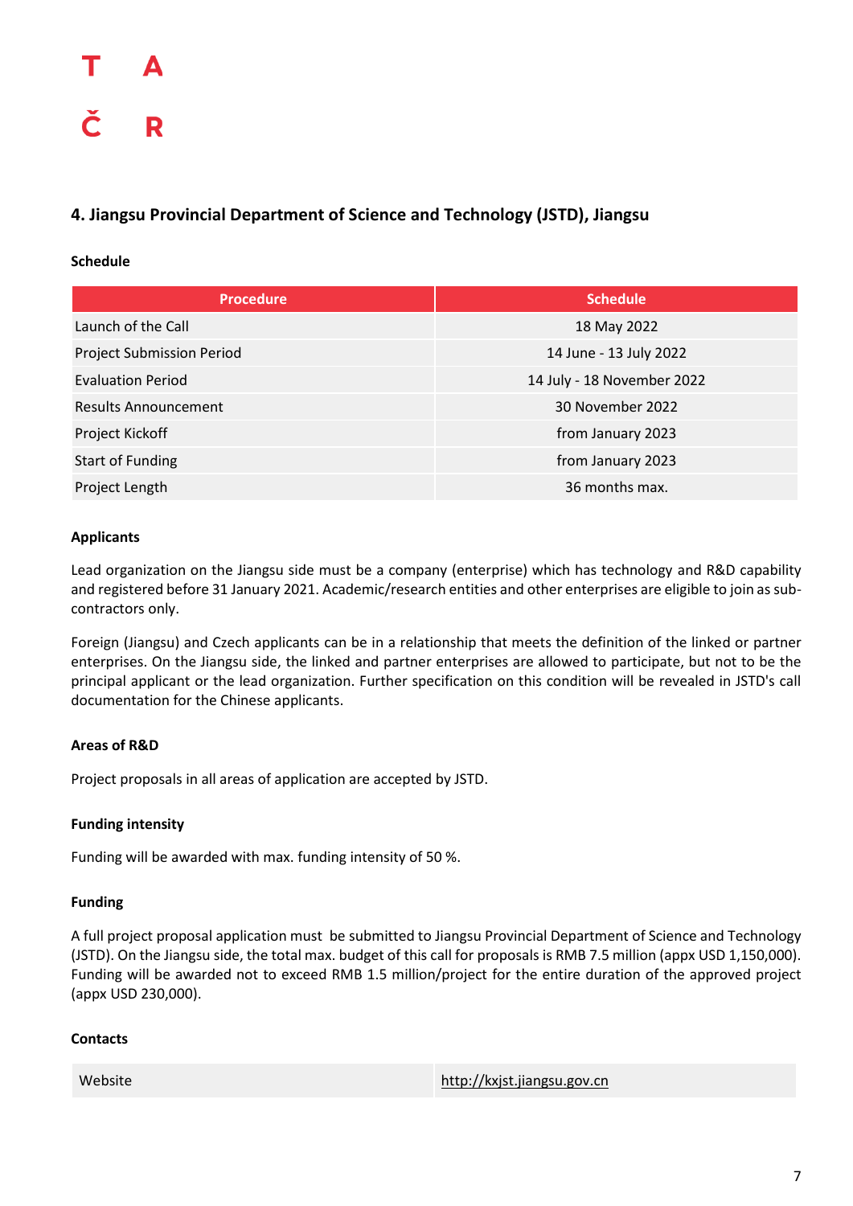## 4. Jiangsu Provincial Department of Science and Technology (JSTD), Jiangsu

**Schedule**

| Procedure | Schedule |
|---|---|
| Launch of the Call | 18 May 2022 |
| Project Submission Period | 14 June - 13 July 2022 |
| Evaluation Period | 14 July - 18 November 2022 |
| Results Announcement | 30 November 2022 |
| Project Kickoff | from January 2023 |
| Start of Funding | from January 2023 |
| Project Length | 36 months max. |

**Applicants**

Lead organization on the Jiangsu side must be a company (enterprise) which has technology and R&D capability and registered before 31 January 2021. Academic/research entities and other enterprises are eligible to join as sub-contractors only.

Foreign (Jiangsu) and Czech applicants can be in a relationship that meets the definition of the linked or partner enterprises. On the Jiangsu side, the linked and partner enterprises are allowed to participate, but not to be the principal applicant or the lead organization. Further specification on this condition will be revealed in JSTD's call documentation for the Chinese applicants.

**Areas of R&D**

Project proposals in all areas of application are accepted by JSTD.

**Funding intensity**

Funding will be awarded with max. funding intensity of 50 %.

**Funding**

A full project proposal application must be submitted to Jiangsu Provincial Department of Science and Technology (JSTD). On the Jiangsu side, the total max. budget of this call for proposals is RMB 7.5 million (appx USD 1,150,000). Funding will be awarded not to exceed RMB 1.5 million/project for the entire duration of the approved project (appx USD 230,000).

**Contacts**

| Website | http://kxjst.jiangsu.gov.cn |
|---|---|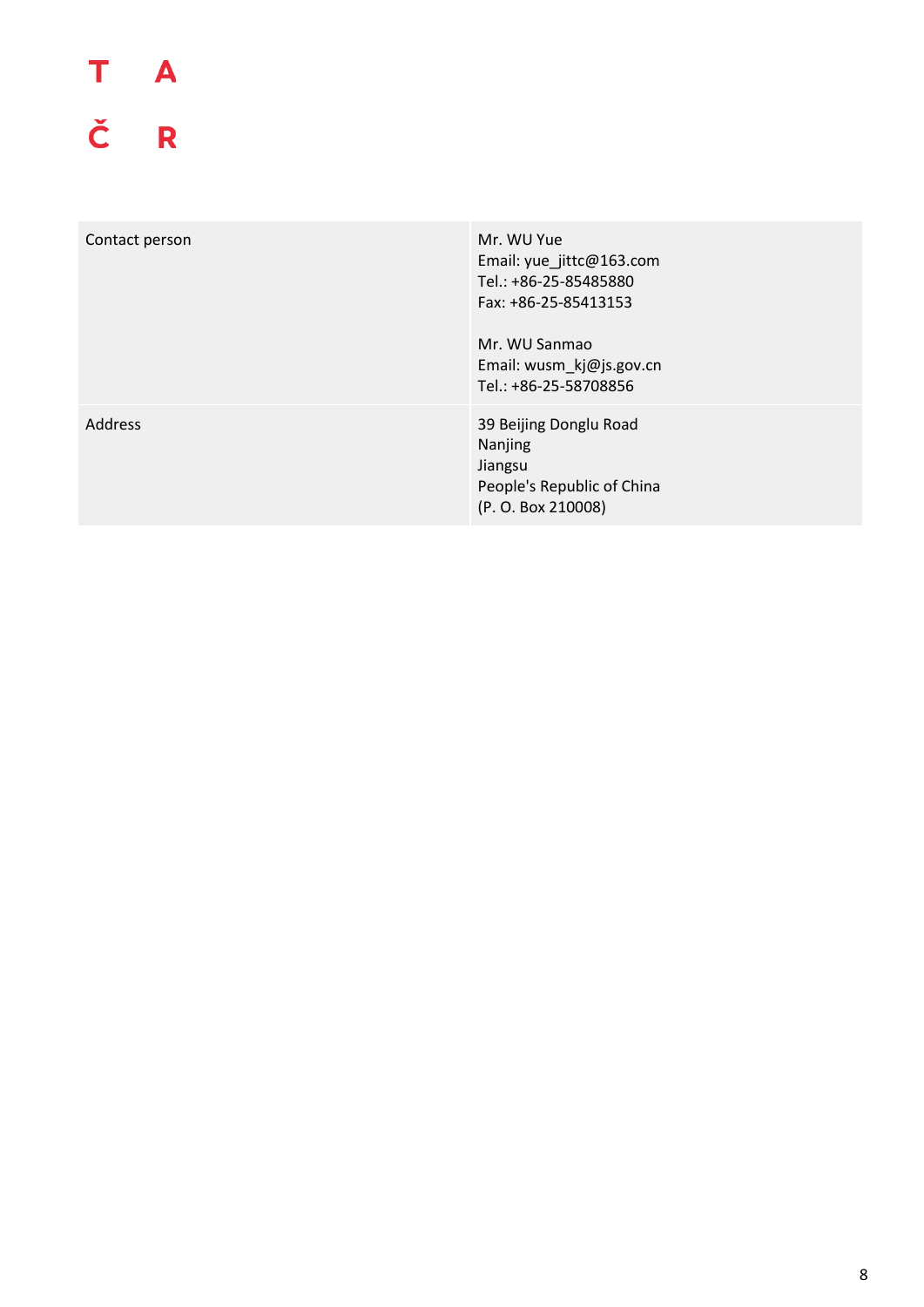| Contact person | Mr. WU Yue<br>Email: yue_jittc@163.com<br>Tel.: +86-25-85485880<br>Fax: +86-25-85413153<br><br>Mr. WU Sanmao<br>Email: wusm_kj@js.gov.cn<br>Tel.: +86-25-58708856 |
|---|---|
| Address | 39 Beijing Donglu Road<br>Nanjing<br>Jiangsu<br>People's Republic of China<br>(P. O. Box 210008) |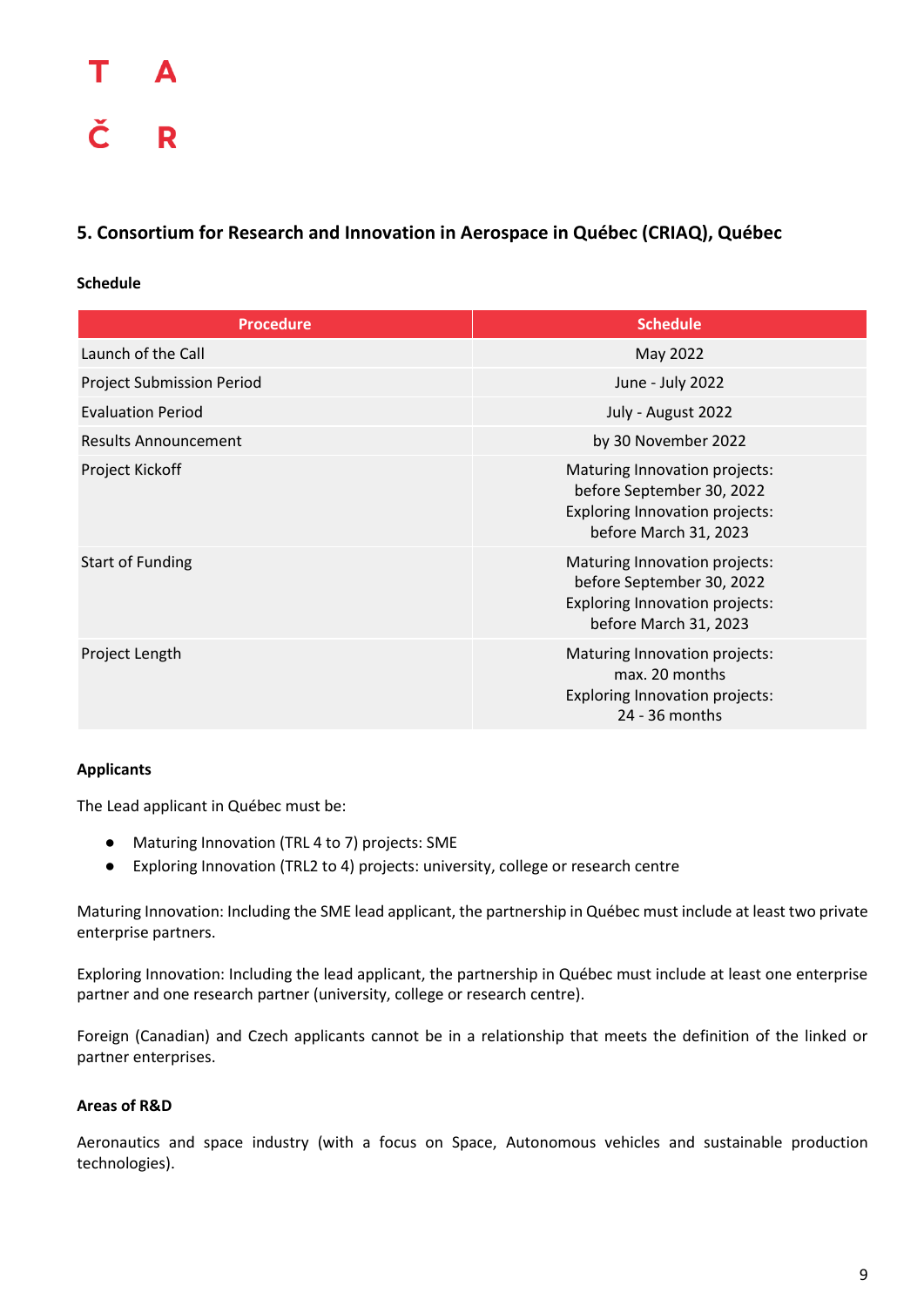## 5. Consortium for Research and Innovation in Aerospace in Québec (CRIAQ), Québec

**Schedule**

| Procedure | Schedule |
| --- | --- |
| Launch of the Call | May 2022 |
| Project Submission Period | June - July 2022 |
| Evaluation Period | July - August 2022 |
| Results Announcement | by 30 November 2022 |
| Project Kickoff | Maturing Innovation projects: before September 30, 2022<br>Exploring Innovation projects: before March 31, 2023 |
| Start of Funding | Maturing Innovation projects: before September 30, 2022<br>Exploring Innovation projects: before March 31, 2023 |
| Project Length | Maturing Innovation projects: max. 20 months<br>Exploring Innovation projects: 24 - 36 months |

**Applicants**

The Lead applicant in Québec must be:

- Maturing Innovation (TRL 4 to 7) projects: SME
- Exploring Innovation (TRL2 to 4) projects: university, college or research centre

Maturing Innovation: Including the SME lead applicant, the partnership in Québec must include at least two private enterprise partners.

Exploring Innovation: Including the lead applicant, the partnership in Québec must include at least one enterprise partner and one research partner (university, college or research centre).

Foreign (Canadian) and Czech applicants cannot be in a relationship that meets the definition of the linked or partner enterprises.

**Areas of R&D**

Aeronautics and space industry (with a focus on Space, Autonomous vehicles and sustainable production technologies).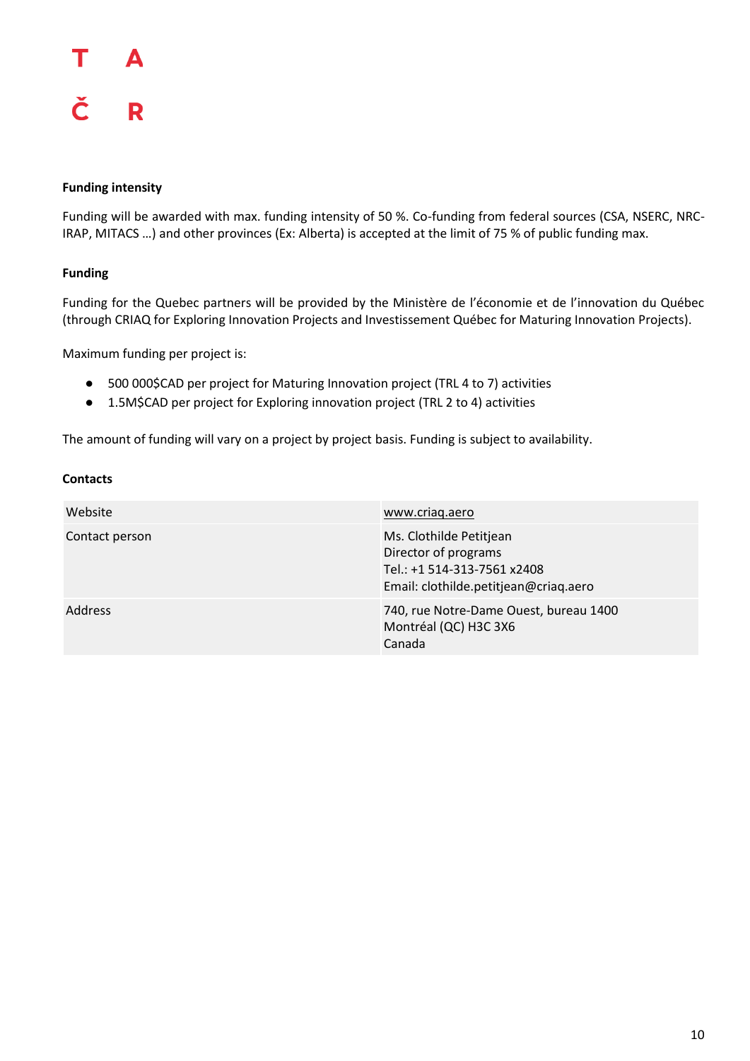**Funding intensity**

Funding will be awarded with max. funding intensity of 50 %. Co-funding from federal sources (CSA, NSERC, NRC-IRAP, MITACS …) and other provinces (Ex: Alberta) is accepted at the limit of 75 % of public funding max.

**Funding**

Funding for the Quebec partners will be provided by the Ministère de l'économie et de l'innovation du Québec (through CRIAQ for Exploring Innovation Projects and Investissement Québec for Maturing Innovation Projects).

Maximum funding per project is:

- 500 000$CAD per project for Maturing Innovation project (TRL 4 to 7) activities
- 1.5M$CAD per project for Exploring innovation project (TRL 2 to 4) activities

The amount of funding will vary on a project by project basis. Funding is subject to availability.

**Contacts**

| | |
|---|---|
| Website | www.criaq.aero |
| Contact person | Ms. Clothilde Petitjean<br>Director of programs<br>Tel.: +1 514-313-7561 x2408<br>Email: clothilde.petitjean@criaq.aero |
| Address | 740, rue Notre-Dame Ouest, bureau 1400<br>Montréal (QC) H3C 3X6<br>Canada |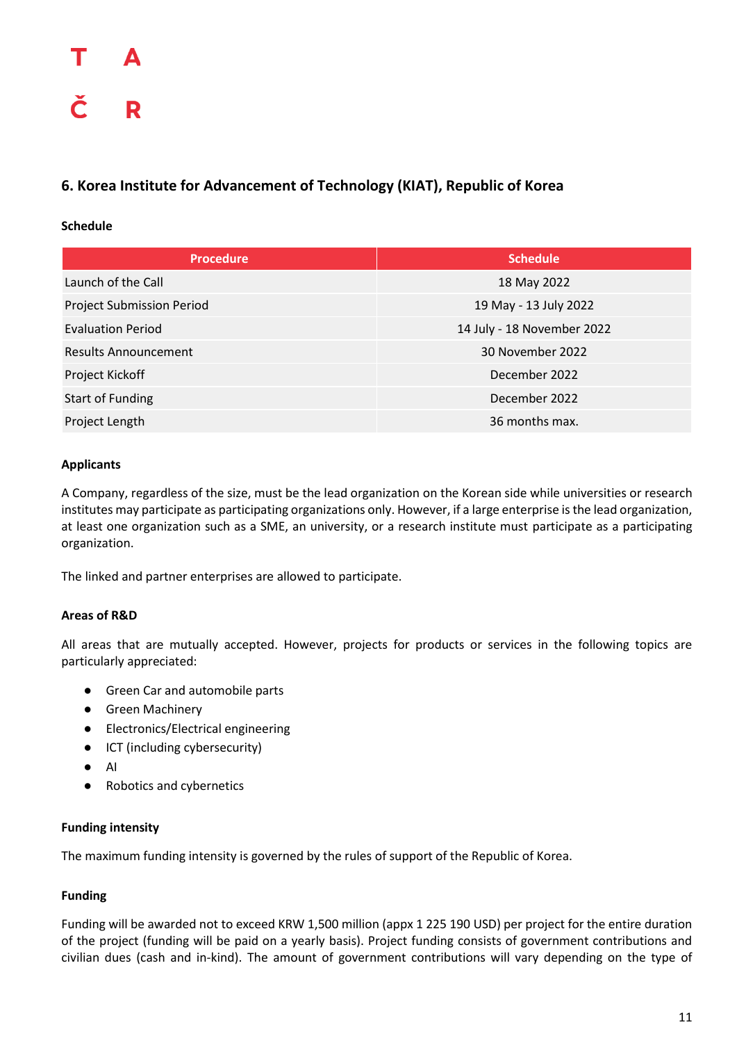## 6. Korea Institute for Advancement of Technology (KIAT), Republic of Korea

**Schedule**

| Procedure | Schedule |
|---|---|
| Launch of the Call | 18 May 2022 |
| Project Submission Period | 19 May - 13 July 2022 |
| Evaluation Period | 14 July - 18 November 2022 |
| Results Announcement | 30 November 2022 |
| Project Kickoff | December 2022 |
| Start of Funding | December 2022 |
| Project Length | 36 months max. |

**Applicants**

A Company, regardless of the size, must be the lead organization on the Korean side while universities or research institutes may participate as participating organizations only. However, if a large enterprise is the lead organization, at least one organization such as a SME, an university, or a research institute must participate as a participating organization.

The linked and partner enterprises are allowed to participate.

**Areas of R&D**

All areas that are mutually accepted. However, projects for products or services in the following topics are particularly appreciated:

- Green Car and automobile parts
- Green Machinery
- Electronics/Electrical engineering
- ICT (including cybersecurity)
- AI
- Robotics and cybernetics

**Funding intensity**

The maximum funding intensity is governed by the rules of support of the Republic of Korea.

**Funding**

Funding will be awarded not to exceed KRW 1,500 million (appx 1 225 190 USD) per project for the entire duration of the project (funding will be paid on a yearly basis). Project funding consists of government contributions and civilian dues (cash and in-kind). The amount of government contributions will vary depending on the type of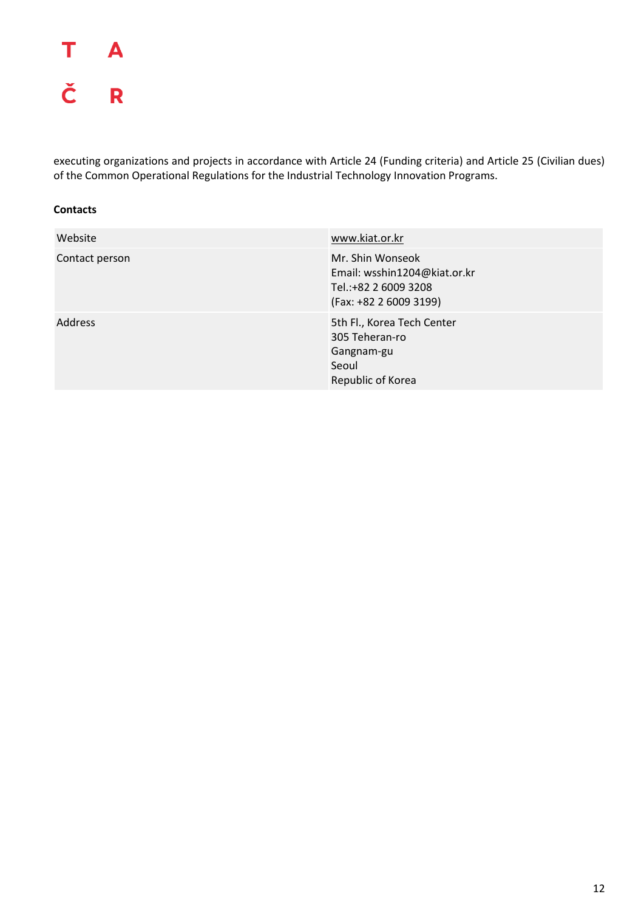executing organizations and projects in accordance with Article 24 (Funding criteria) and Article 25 (Civilian dues) of the Common Operational Regulations for the Industrial Technology Innovation Programs.

**Contacts**

| | |
|---|---|
| Website | www.kiat.or.kr |
| Contact person | Mr. Shin Wonseok<br>Email: wsshin1204@kiat.or.kr<br>Tel.:+82 2 6009 3208<br>(Fax: +82 2 6009 3199) |
| Address | 5th Fl., Korea Tech Center<br>305 Teheran-ro<br>Gangnam-gu<br>Seoul<br>Republic of Korea |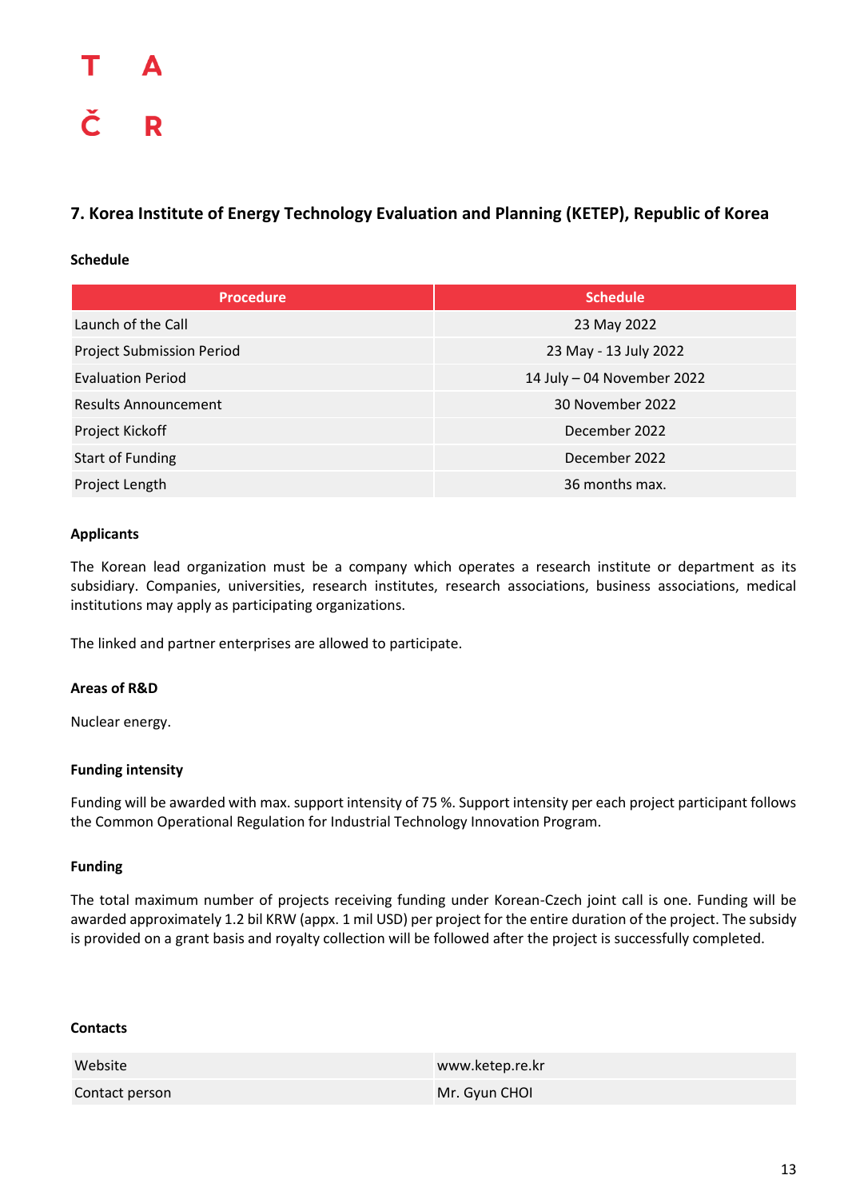## 7. Korea Institute of Energy Technology Evaluation and Planning (KETEP), Republic of Korea

**Schedule**

| Procedure | Schedule |
| --- | --- |
| Launch of the Call | 23 May 2022 |
| Project Submission Period | 23 May - 13 July 2022 |
| Evaluation Period | 14 July – 04 November 2022 |
| Results Announcement | 30 November 2022 |
| Project Kickoff | December 2022 |
| Start of Funding | December 2022 |
| Project Length | 36 months max. |

**Applicants**

The Korean lead organization must be a company which operates a research institute or department as its subsidiary. Companies, universities, research institutes, research associations, business associations, medical institutions may apply as participating organizations.

The linked and partner enterprises are allowed to participate.

**Areas of R&D**

Nuclear energy.

**Funding intensity**

Funding will be awarded with max. support intensity of 75 %. Support intensity per each project participant follows the Common Operational Regulation for Industrial Technology Innovation Program.

**Funding**

The total maximum number of projects receiving funding under Korean-Czech joint call is one. Funding will be awarded approximately 1.2 bil KRW (appx. 1 mil USD) per project for the entire duration of the project. The subsidy is provided on a grant basis and royalty collection will be followed after the project is successfully completed.

**Contacts**

| | |
| --- | --- |
| Website | www.ketep.re.kr |
| Contact person | Mr. Gyun CHOI |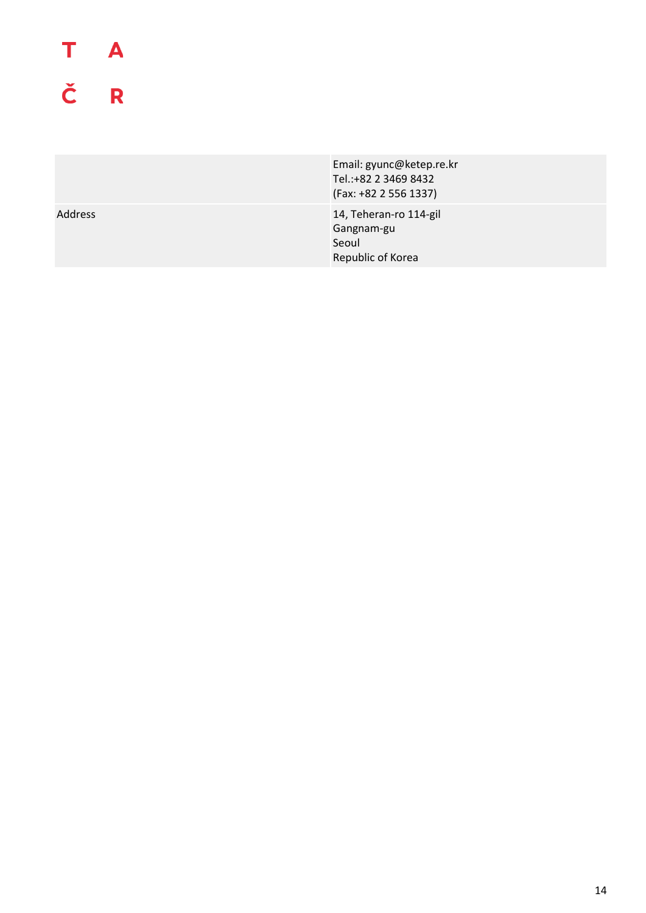|  |  |
|---|---|
|  | Email: gyunc@ketep.re.kr<br>Tel.:+82 2 3469 8432<br>(Fax: +82 2 556 1337) |
| Address | 14, Teheran-ro 114-gil<br>Gangnam-gu<br>Seoul<br>Republic of Korea |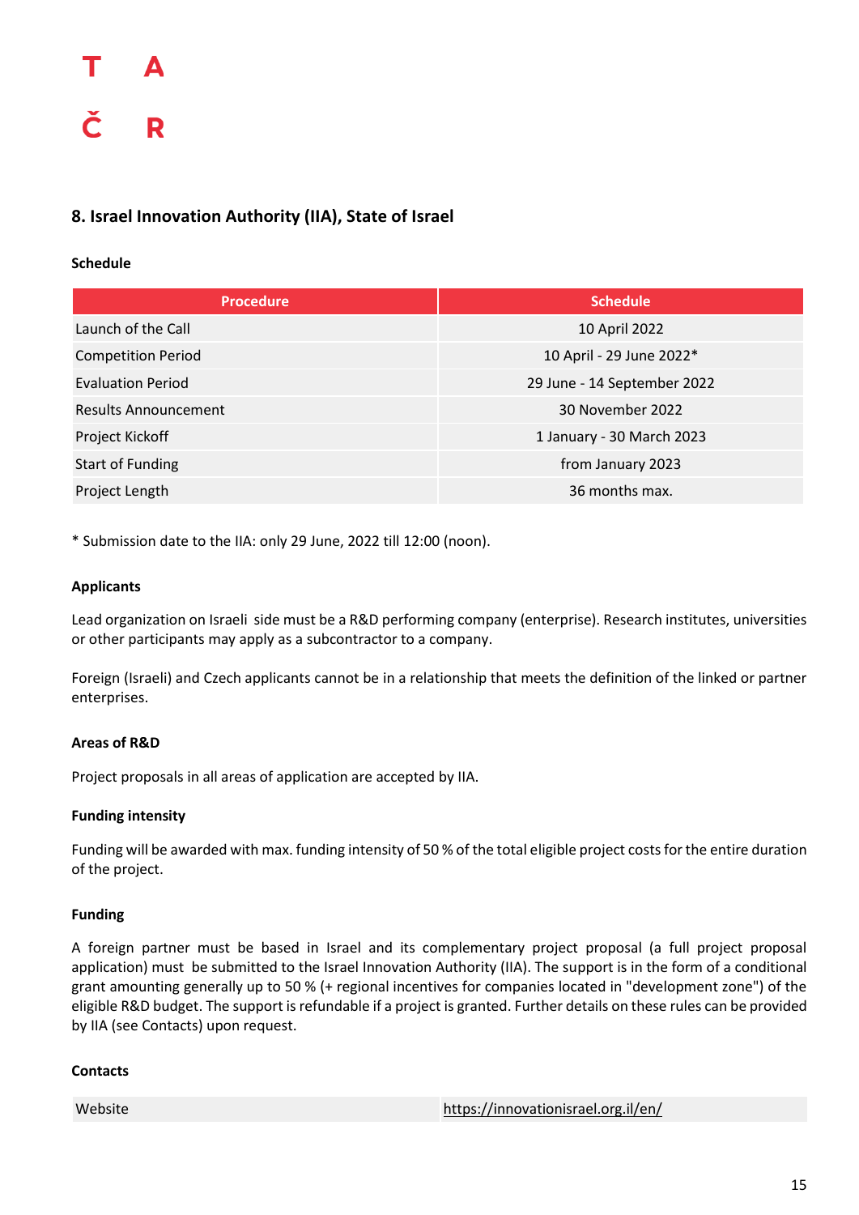## 8. Israel Innovation Authority (IIA), State of Israel

#### Schedule

| Procedure | Schedule |
|---|---|
| Launch of the Call | 10 April 2022 |
| Competition Period | 10 April - 29 June 2022* |
| Evaluation Period | 29 June - 14 September 2022 |
| Results Announcement | 30 November 2022 |
| Project Kickoff | 1 January - 30 March 2023 |
| Start of Funding | from January 2023 |
| Project Length | 36 months max. |

* Submission date to the IIA: only 29 June, 2022 till 12:00 (noon).

#### Applicants

Lead organization on Israeli side must be a R&D performing company (enterprise). Research institutes, universities or other participants may apply as a subcontractor to a company.

Foreign (Israeli) and Czech applicants cannot be in a relationship that meets the definition of the linked or partner enterprises.

#### Areas of R&D

Project proposals in all areas of application are accepted by IIA.

#### Funding intensity

Funding will be awarded with max. funding intensity of 50 % of the total eligible project costs for the entire duration of the project.

#### Funding

A foreign partner must be based in Israel and its complementary project proposal (a full project proposal application) must be submitted to the Israel Innovation Authority (IIA). The support is in the form of a conditional grant amounting generally up to 50 % (+ regional incentives for companies located in "development zone") of the eligible R&D budget. The support is refundable if a project is granted. Further details on these rules can be provided by IIA (see Contacts) upon request.

#### Contacts

| Website | https://innovationisrael.org.il/en/ |
|---|---|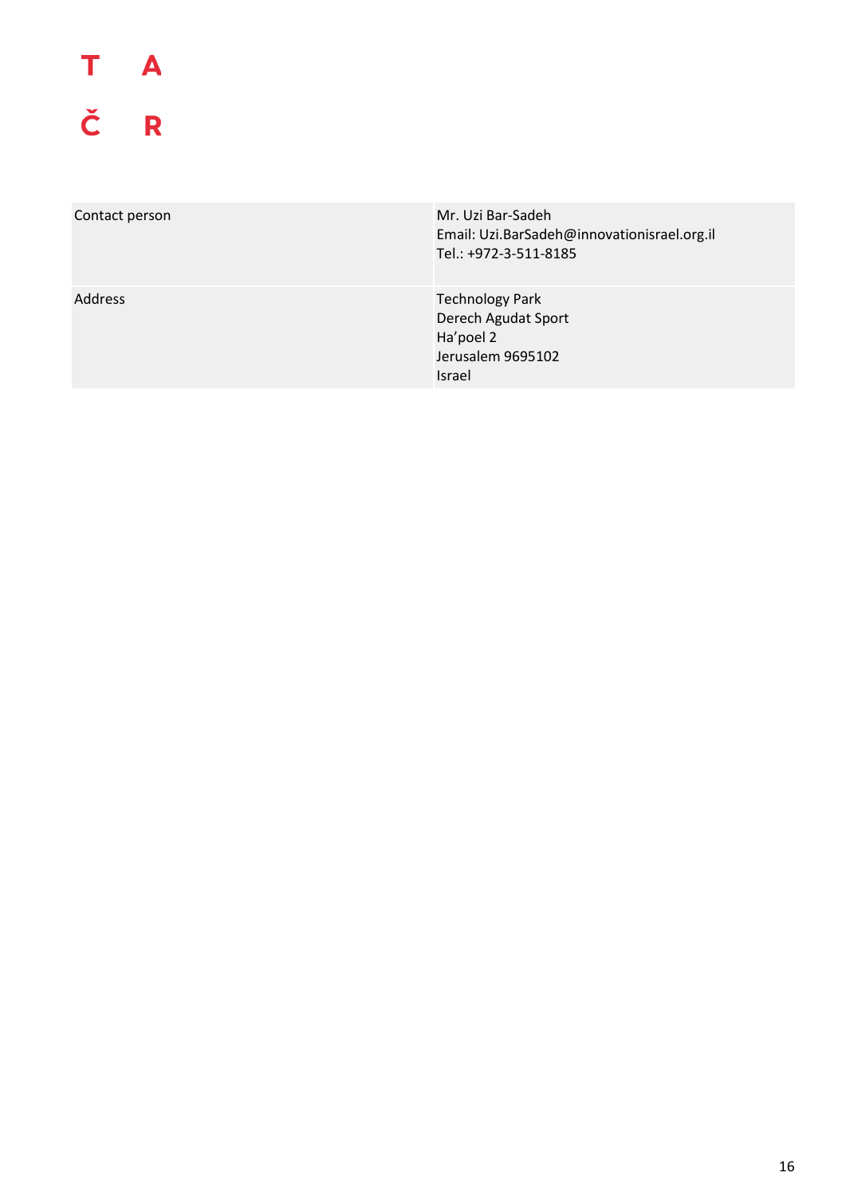| | |
|---|---|
| Contact person | Mr. Uzi Bar-Sadeh<br>Email: Uzi.BarSadeh@innovationisrael.org.il<br>Tel.: +972-3-511-8185 |
| Address | Technology Park<br>Derech Agudat Sport<br>Ha'poel 2<br>Jerusalem 9695102<br>Israel |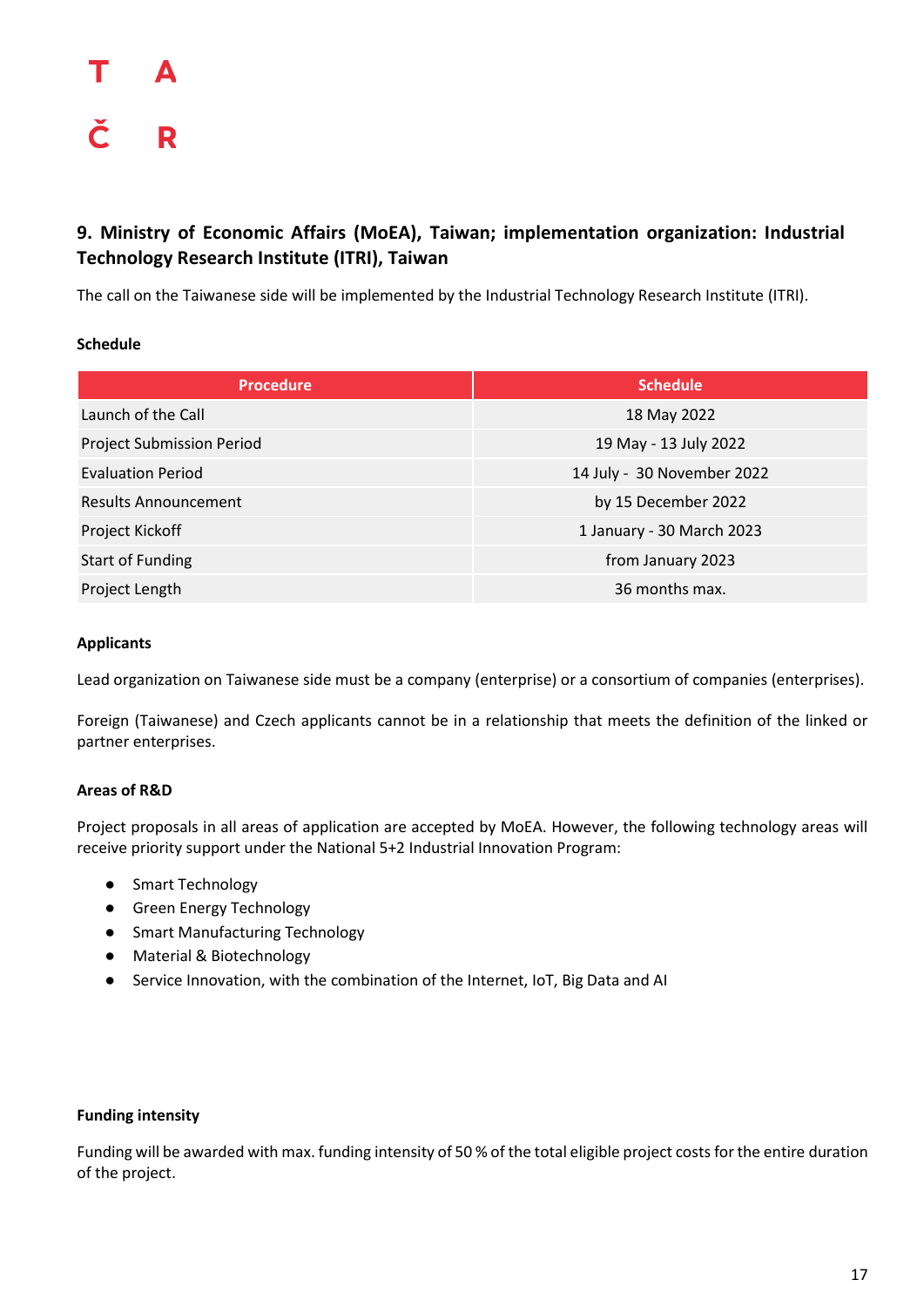## 9. Ministry of Economic Affairs (MoEA), Taiwan; implementation organization: Industrial Technology Research Institute (ITRI), Taiwan

The call on the Taiwanese side will be implemented by the Industrial Technology Research Institute (ITRI).

**Schedule**

| Procedure | Schedule |
|---|---|
| Launch of the Call | 18 May 2022 |
| Project Submission Period | 19 May - 13 July 2022 |
| Evaluation Period | 14 July - 30 November 2022 |
| Results Announcement | by 15 December 2022 |
| Project Kickoff | 1 January - 30 March 2023 |
| Start of Funding | from January 2023 |
| Project Length | 36 months max. |

**Applicants**

Lead organization on Taiwanese side must be a company (enterprise) or a consortium of companies (enterprises).

Foreign (Taiwanese) and Czech applicants cannot be in a relationship that meets the definition of the linked or partner enterprises.

**Areas of R&D**

Project proposals in all areas of application are accepted by MoEA. However, the following technology areas will receive priority support under the National 5+2 Industrial Innovation Program:

- Smart Technology
- Green Energy Technology
- Smart Manufacturing Technology
- Material & Biotechnology
- Service Innovation, with the combination of the Internet, IoT, Big Data and AI

**Funding intensity**

Funding will be awarded with max. funding intensity of 50 % of the total eligible project costs for the entire duration of the project.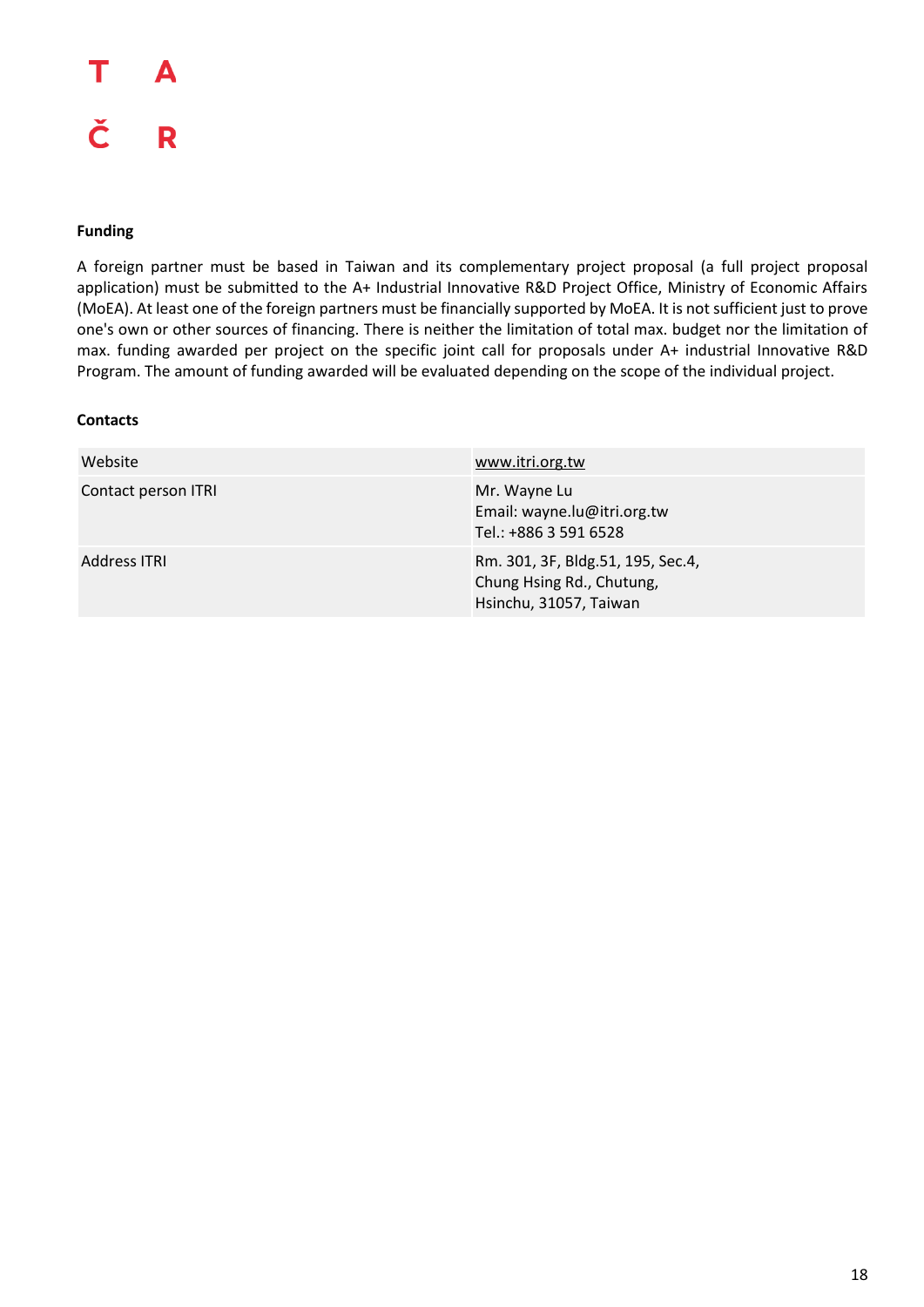**Funding**

A foreign partner must be based in Taiwan and its complementary project proposal (a full project proposal application) must be submitted to the A+ Industrial Innovative R&D Project Office, Ministry of Economic Affairs (MoEA). At least one of the foreign partners must be financially supported by MoEA. It is not sufficient just to prove one's own or other sources of financing. There is neither the limitation of total max. budget nor the limitation of max. funding awarded per project on the specific joint call for proposals under A+ industrial Innovative R&D Program. The amount of funding awarded will be evaluated depending on the scope of the individual project.

**Contacts**

| | |
|---|---|
| Website | www.itri.org.tw |
| Contact person ITRI | Mr. Wayne Lu<br>Email: wayne.lu@itri.org.tw<br>Tel.: +886 3 591 6528 |
| Address ITRI | Rm. 301, 3F, Bldg.51, 195, Sec.4,<br>Chung Hsing Rd., Chutung,<br>Hsinchu, 31057, Taiwan |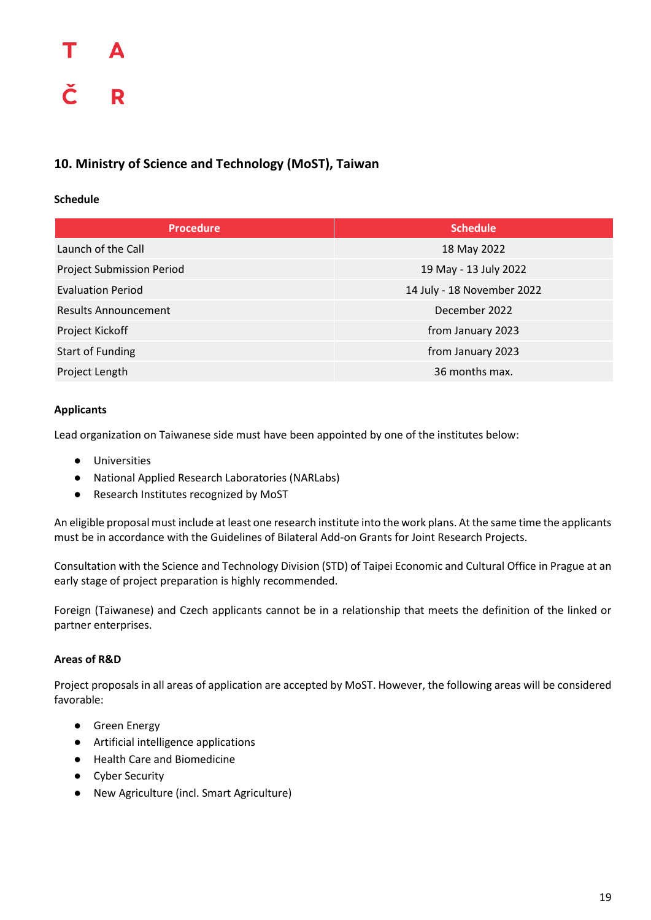## 10. Ministry of Science and Technology (MoST), Taiwan

**Schedule**

| Procedure | Schedule |
|---|---|
| Launch of the Call | 18 May 2022 |
| Project Submission Period | 19 May - 13 July 2022 |
| Evaluation Period | 14 July - 18 November 2022 |
| Results Announcement | December 2022 |
| Project Kickoff | from January 2023 |
| Start of Funding | from January 2023 |
| Project Length | 36 months max. |

**Applicants**

Lead organization on Taiwanese side must have been appointed by one of the institutes below:

- Universities
- National Applied Research Laboratories (NARLabs)
- Research Institutes recognized by MoST

An eligible proposal must include at least one research institute into the work plans. At the same time the applicants must be in accordance with the Guidelines of Bilateral Add-on Grants for Joint Research Projects.

Consultation with the Science and Technology Division (STD) of Taipei Economic and Cultural Office in Prague at an early stage of project preparation is highly recommended.

Foreign (Taiwanese) and Czech applicants cannot be in a relationship that meets the definition of the linked or partner enterprises.

**Areas of R&D**

Project proposals in all areas of application are accepted by MoST. However, the following areas will be considered favorable:

- Green Energy
- Artificial intelligence applications
- Health Care and Biomedicine
- Cyber Security
- New Agriculture (incl. Smart Agriculture)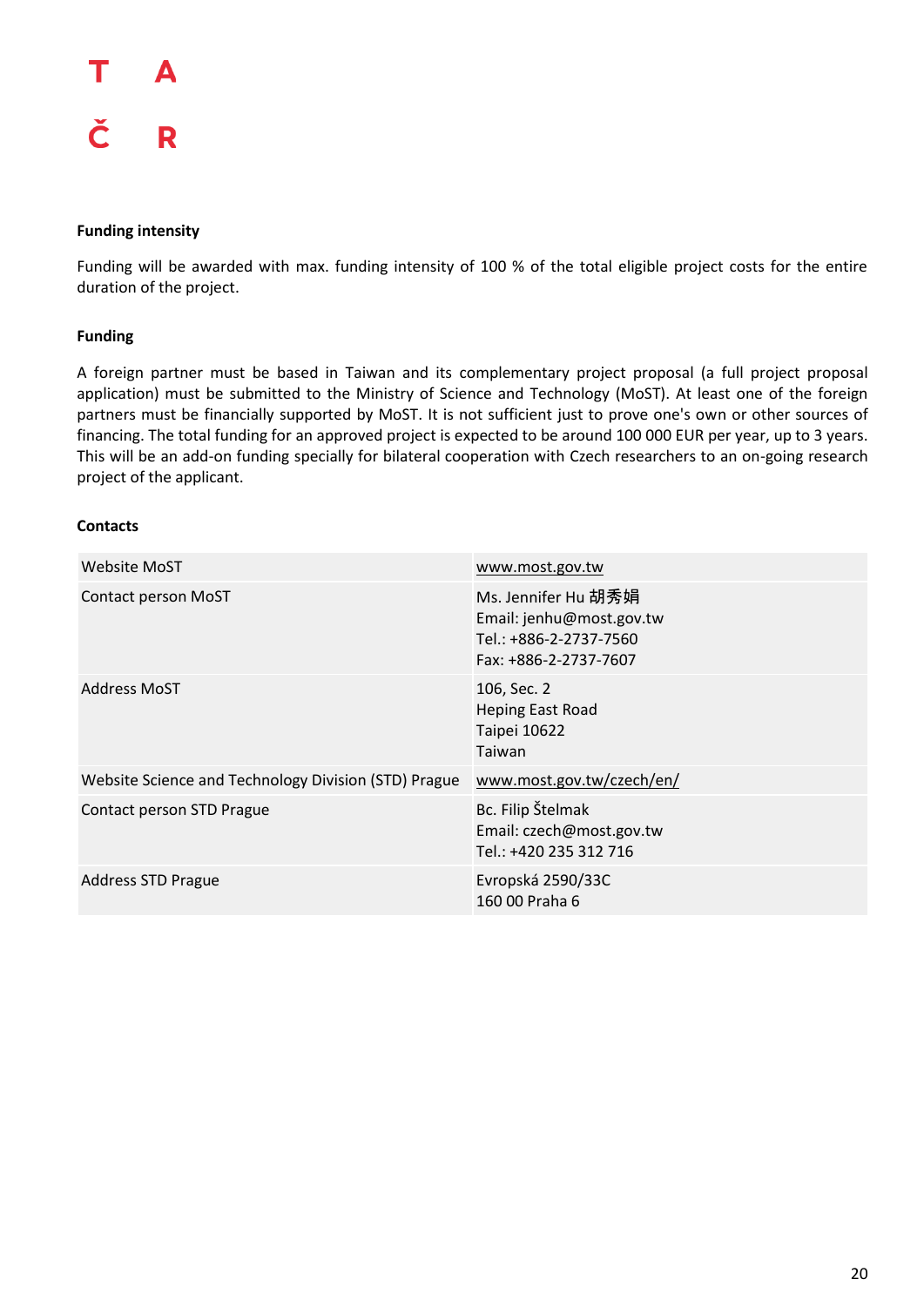### Funding intensity

Funding will be awarded with max. funding intensity of 100 % of the total eligible project costs for the entire duration of the project.

### Funding

A foreign partner must be based in Taiwan and its complementary project proposal (a full project proposal application) must be submitted to the Ministry of Science and Technology (MoST). At least one of the foreign partners must be financially supported by MoST. It is not sufficient just to prove one's own or other sources of financing. The total funding for an approved project is expected to be around 100 000 EUR per year, up to 3 years. This will be an add-on funding specially for bilateral cooperation with Czech researchers to an on-going research project of the applicant.

### Contacts

| | |
|---|---|
| Website MoST | www.most.gov.tw |
| Contact person MoST | Ms. Jennifer Hu 胡秀娟<br>Email: jenhu@most.gov.tw<br>Tel.: +886-2-2737-7560<br>Fax: +886-2-2737-7607 |
| Address MoST | 106, Sec. 2<br>Heping East Road<br>Taipei 10622<br>Taiwan |
| Website Science and Technology Division (STD) Prague | www.most.gov.tw/czech/en/ |
| Contact person STD Prague | Bc. Filip Štelmak<br>Email: czech@most.gov.tw<br>Tel.: +420 235 312 716 |
| Address STD Prague | Evropská 2590/33C<br>160 00 Praha 6 |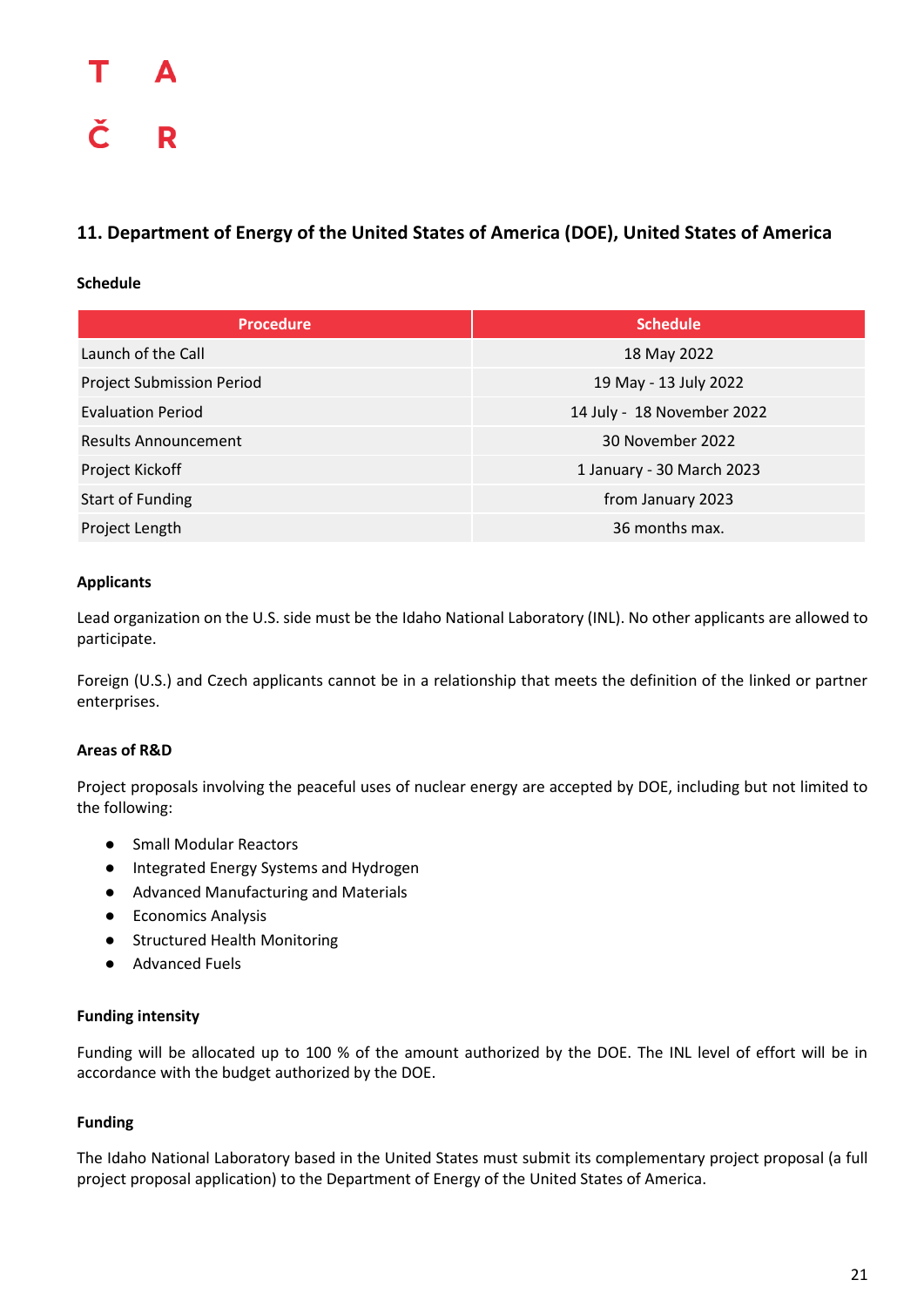## 11. Department of Energy of the United States of America (DOE), United States of America

**Schedule**

| Procedure | Schedule |
|---|---|
| Launch of the Call | 18 May 2022 |
| Project Submission Period | 19 May - 13 July 2022 |
| Evaluation Period | 14 July - 18 November 2022 |
| Results Announcement | 30 November 2022 |
| Project Kickoff | 1 January - 30 March 2023 |
| Start of Funding | from January 2023 |
| Project Length | 36 months max. |

**Applicants**

Lead organization on the U.S. side must be the Idaho National Laboratory (INL). No other applicants are allowed to participate.

Foreign (U.S.) and Czech applicants cannot be in a relationship that meets the definition of the linked or partner enterprises.

**Areas of R&D**

Project proposals involving the peaceful uses of nuclear energy are accepted by DOE, including but not limited to the following:

- Small Modular Reactors
- Integrated Energy Systems and Hydrogen
- Advanced Manufacturing and Materials
- Economics Analysis
- Structured Health Monitoring
- Advanced Fuels

**Funding intensity**

Funding will be allocated up to 100 % of the amount authorized by the DOE. The INL level of effort will be in accordance with the budget authorized by the DOE.

**Funding**

The Idaho National Laboratory based in the United States must submit its complementary project proposal (a full project proposal application) to the Department of Energy of the United States of America.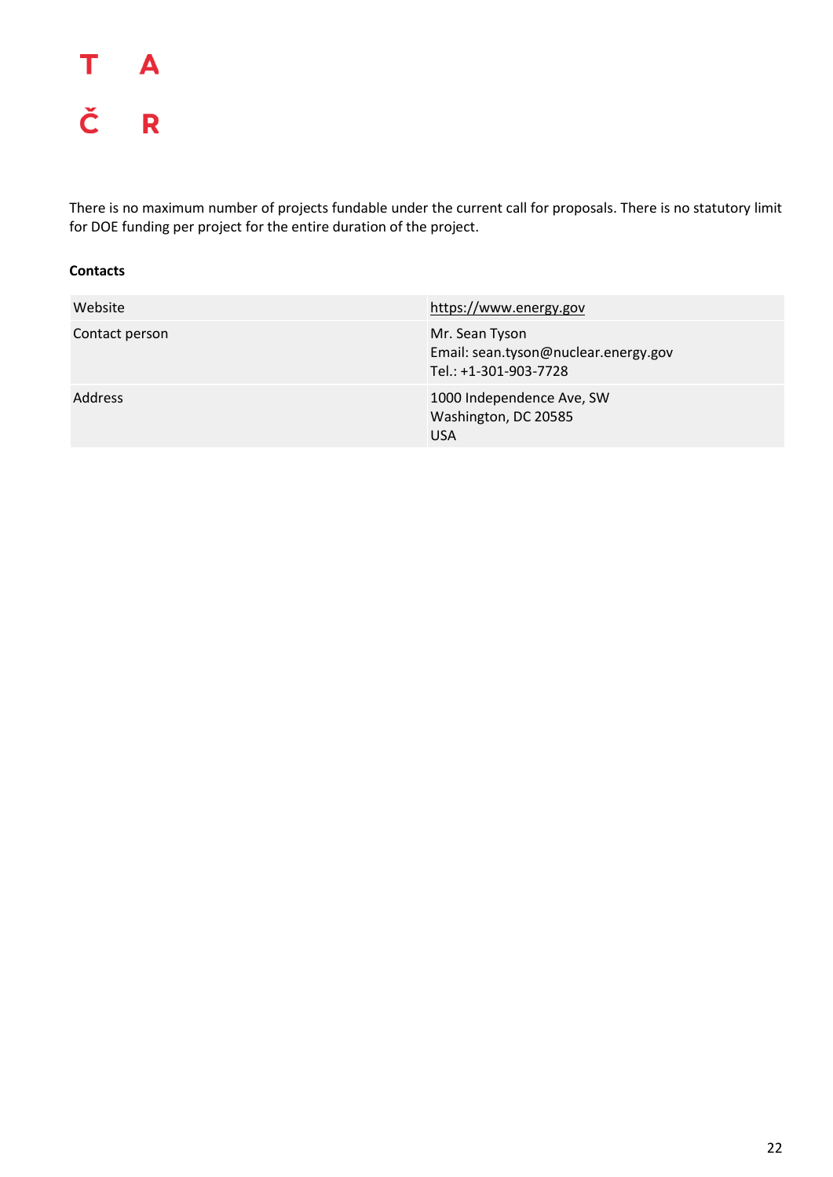There is no maximum number of projects fundable under the current call for proposals. There is no statutory limit for DOE funding per project for the entire duration of the project.

**Contacts**

| | |
|---|---|
| Website | https://www.energy.gov |
| Contact person | Mr. Sean Tyson<br>Email: sean.tyson@nuclear.energy.gov<br>Tel.: +1-301-903-7728 |
| Address | 1000 Independence Ave, SW<br>Washington, DC 20585<br>USA |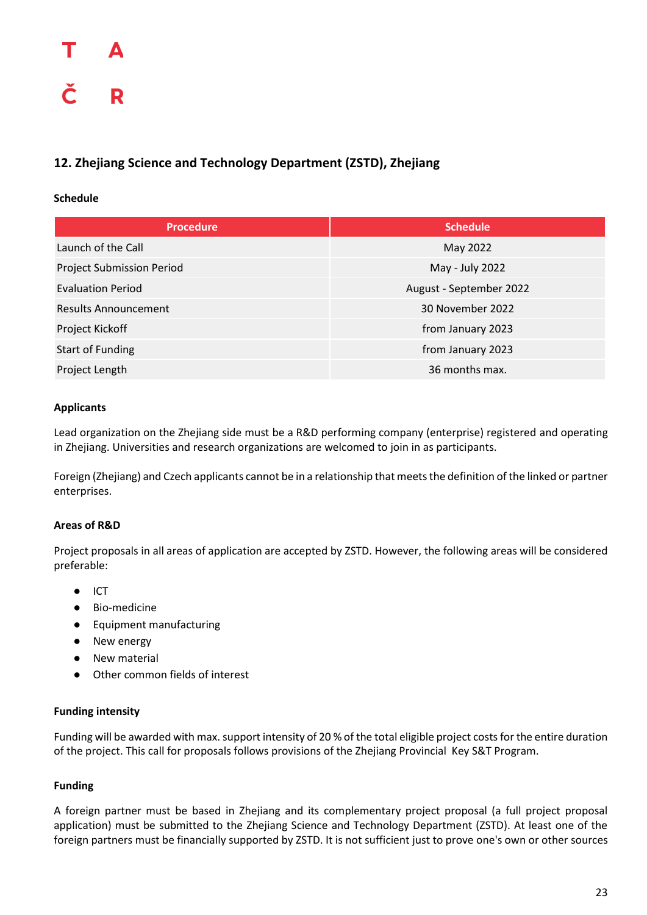## 12. Zhejiang Science and Technology Department (ZSTD), Zhejiang

**Schedule**

| Procedure | Schedule |
|---|---|
| Launch of the Call | May 2022 |
| Project Submission Period | May - July 2022 |
| Evaluation Period | August - September 2022 |
| Results Announcement | 30 November 2022 |
| Project Kickoff | from January 2023 |
| Start of Funding | from January 2023 |
| Project Length | 36 months max. |

**Applicants**

Lead organization on the Zhejiang side must be a R&D performing company (enterprise) registered and operating in Zhejiang. Universities and research organizations are welcomed to join in as participants.

Foreign (Zhejiang) and Czech applicants cannot be in a relationship that meets the definition of the linked or partner enterprises.

**Areas of R&D**

Project proposals in all areas of application are accepted by ZSTD. However, the following areas will be considered preferable:

- ICT
- Bio-medicine
- Equipment manufacturing
- New energy
- New material
- Other common fields of interest

**Funding intensity**

Funding will be awarded with max. support intensity of 20 % of the total eligible project costs for the entire duration of the project. This call for proposals follows provisions of the Zhejiang Provincial Key S&T Program.

**Funding**

A foreign partner must be based in Zhejiang and its complementary project proposal (a full project proposal application) must be submitted to the Zhejiang Science and Technology Department (ZSTD). At least one of the foreign partners must be financially supported by ZSTD. It is not sufficient just to prove one's own or other sources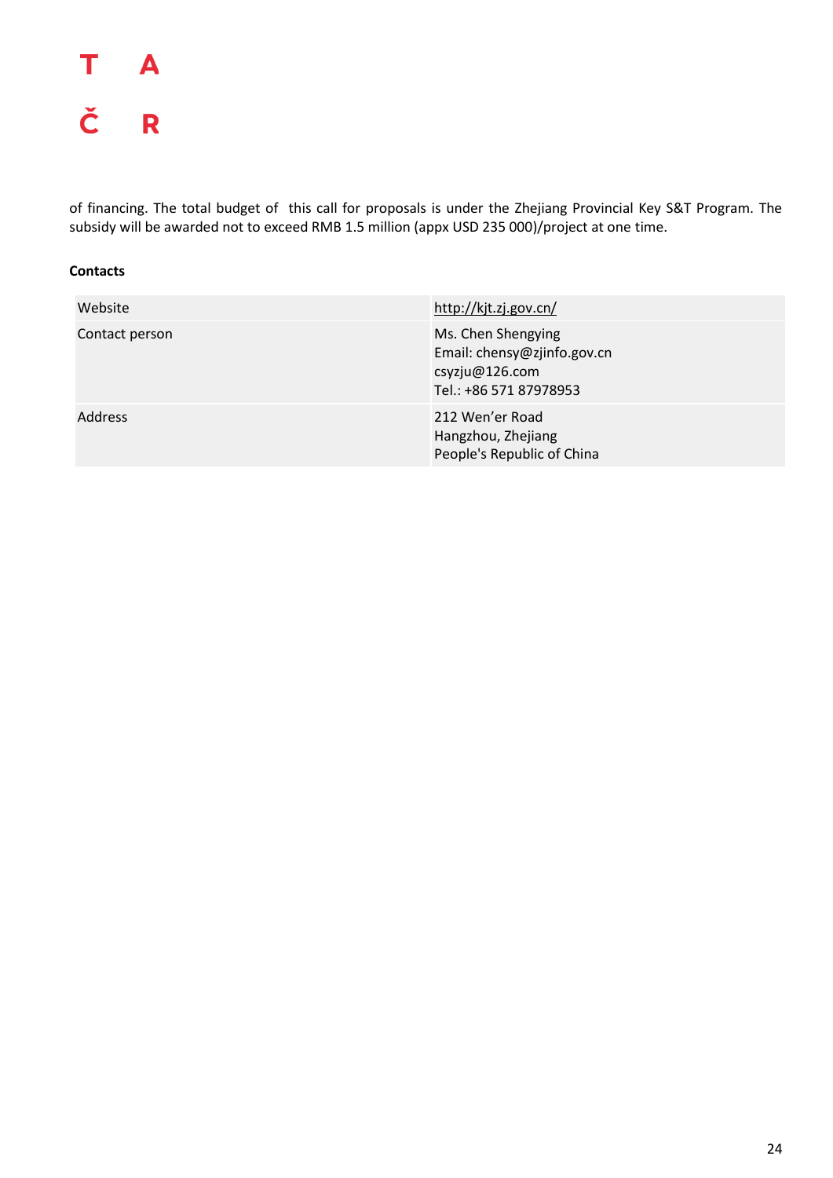of financing. The total budget of  this call for proposals is under the Zhejiang Provincial Key S&T Program. The subsidy will be awarded not to exceed RMB 1.5 million (appx USD 235 000)/project at one time.

**Contacts**

| | |
|---|---|
| Website | http://kjt.zj.gov.cn/ |
| Contact person | Ms. Chen Shengying<br>Email: chensy@zjinfo.gov.cn<br>csyzju@126.com<br>Tel.: +86 571 87978953 |
| Address | 212 Wen'er Road<br>Hangzhou, Zhejiang<br>People's Republic of China |